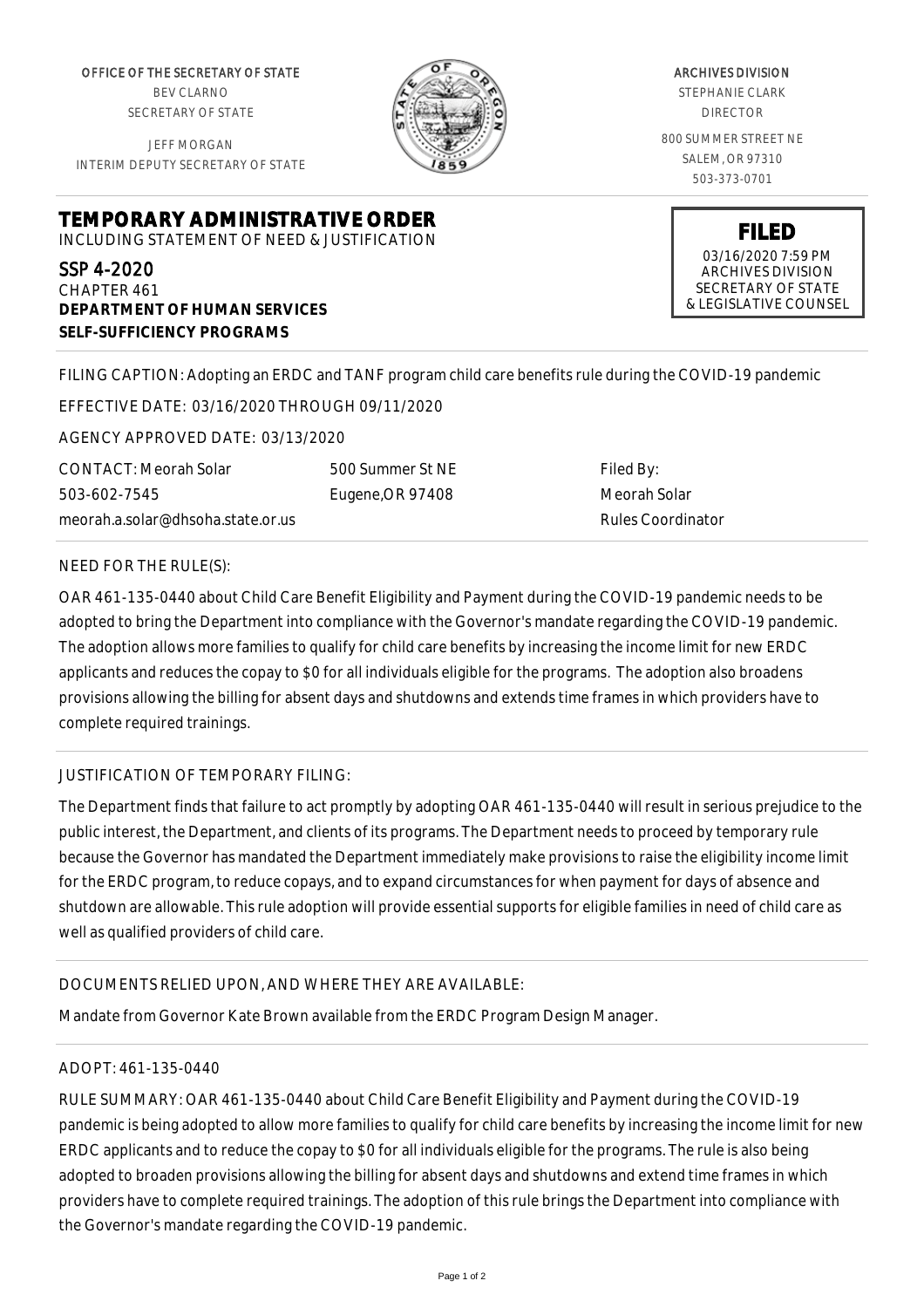OFFICE OF THE SECRETARY OF STATE
BEV CLARNO
SECRETARY OF STATE

JEFF MORGAN
INTERIM DEPUTY SECRETARY OF STATE

ARCHIVES DIVISION
STEPHANIE CLARK
DIRECTOR

800 SUMMER STREET NE
SALEM, OR 97310
503-373-0701

# TEMPORARY ADMINISTRATIVE ORDER

INCLUDING STATEMENT OF NEED & JUSTIFICATION

**FILED**
03/16/2020 7:59 PM
ARCHIVES DIVISION
SECRETARY OF STATE
& LEGISLATIVE COUNSEL

SSP 4-2020
CHAPTER 461
**DEPARTMENT OF HUMAN SERVICES**
**SELF-SUFFICIENCY PROGRAMS**

FILING CAPTION: Adopting an ERDC and TANF program child care benefits rule during the COVID-19 pandemic

EFFECTIVE DATE: 03/16/2020 THROUGH 09/11/2020

AGENCY APPROVED DATE: 03/13/2020

| CONTACT: Meorah Solar | 500 Summer St NE | Filed By: |
|---|---|---|
| 503-602-7545 | Eugene,OR 97408 | Meorah Solar |
| meorah.a.solar@dhsoha.state.or.us | | Rules Coordinator |

NEED FOR THE RULE(S):

OAR 461-135-0440 about Child Care Benefit Eligibility and Payment during the COVID-19 pandemic needs to be adopted to bring the Department into compliance with the Governor's mandate regarding the COVID-19 pandemic. The adoption allows more families to qualify for child care benefits by increasing the income limit for new ERDC applicants and reduces the copay to $0 for all individuals eligible for the programs. The adoption also broadens provisions allowing the billing for absent days and shutdowns and extends time frames in which providers have to complete required trainings.

JUSTIFICATION OF TEMPORARY FILING:

The Department finds that failure to act promptly by adopting OAR 461-135-0440 will result in serious prejudice to the public interest, the Department, and clients of its programs. The Department needs to proceed by temporary rule because the Governor has mandated the Department immediately make provisions to raise the eligibility income limit for the ERDC program, to reduce copays, and to expand circumstances for when payment for days of absence and shutdown are allowable. This rule adoption will provide essential supports for eligible families in need of child care as well as qualified providers of child care.

DOCUMENTS RELIED UPON, AND WHERE THEY ARE AVAILABLE:

Mandate from Governor Kate Brown available from the ERDC Program Design Manager.

ADOPT: 461-135-0440

RULE SUMMARY: OAR 461-135-0440 about Child Care Benefit Eligibility and Payment during the COVID-19 pandemic is being adopted to allow more families to qualify for child care benefits by increasing the income limit for new ERDC applicants and to reduce the copay to $0 for all individuals eligible for the programs. The rule is also being adopted to broaden provisions allowing the billing for absent days and shutdowns and extend time frames in which providers have to complete required trainings. The adoption of this rule brings the Department into compliance with the Governor's mandate regarding the COVID-19 pandemic.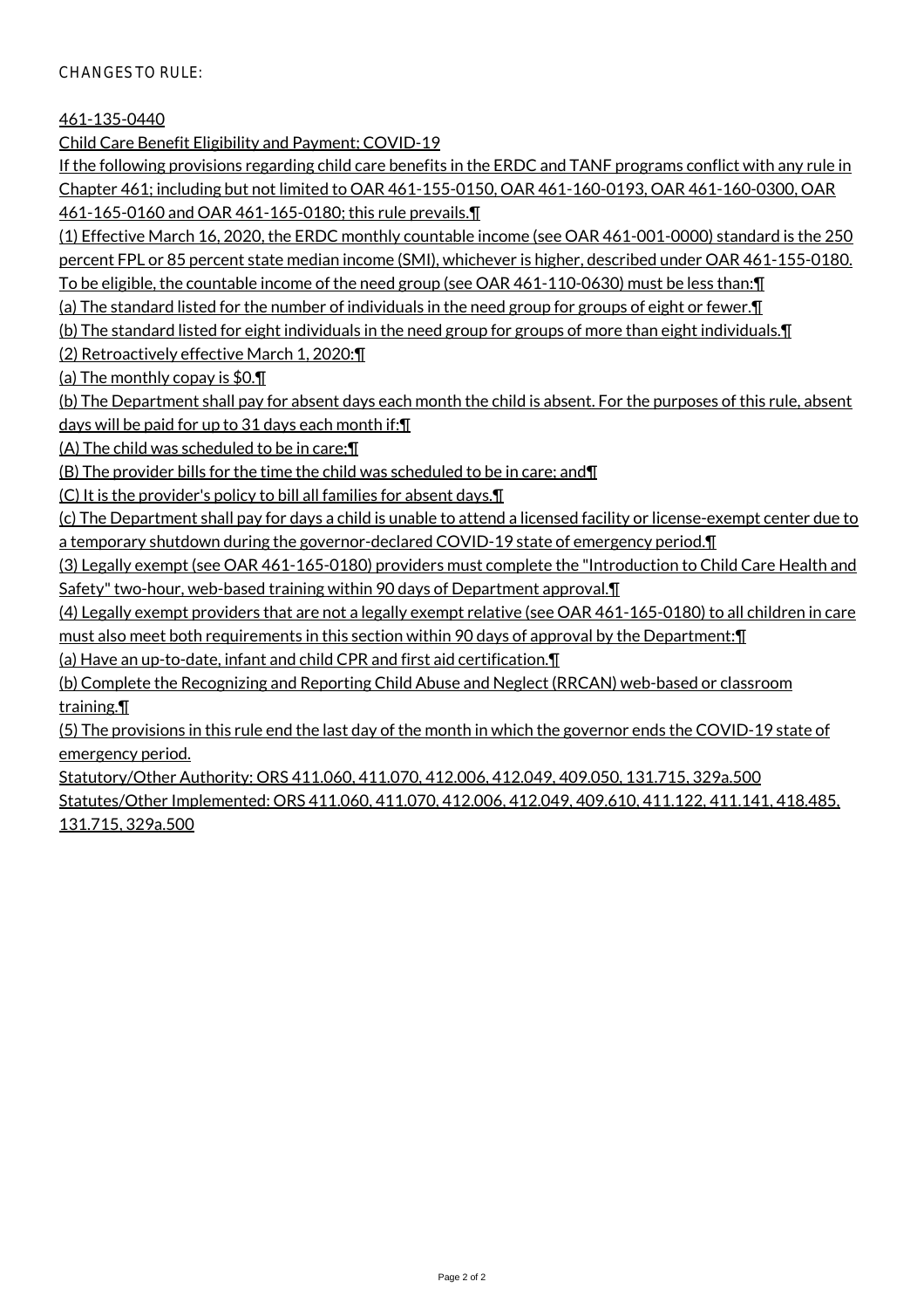CHANGES TO RULE:

461-135-0440

Child Care Benefit Eligibility and Payment; COVID-19

If the following provisions regarding child care benefits in the ERDC and TANF programs conflict with any rule in Chapter 461; including but not limited to OAR 461-155-0150, OAR 461-160-0193, OAR 461-160-0300, OAR 461-165-0160 and OAR 461-165-0180; this rule prevails.¶

(1) Effective March 16, 2020, the ERDC monthly countable income (see OAR 461-001-0000) standard is the 250 percent FPL or 85 percent state median income (SMI), whichever is higher, described under OAR 461-155-0180. To be eligible, the countable income of the need group (see OAR 461-110-0630) must be less than:¶

(a) The standard listed for the number of individuals in the need group for groups of eight or fewer.¶

(b) The standard listed for eight individuals in the need group for groups of more than eight individuals.¶

(2) Retroactively effective March 1, 2020:¶

(a) The monthly copay is $0.¶

(b) The Department shall pay for absent days each month the child is absent. For the purposes of this rule, absent days will be paid for up to 31 days each month if:¶

(A) The child was scheduled to be in care;¶

(B) The provider bills for the time the child was scheduled to be in care; and¶

(C) It is the provider's policy to bill all families for absent days.¶

(c) The Department shall pay for days a child is unable to attend a licensed facility or license-exempt center due to a temporary shutdown during the governor-declared COVID-19 state of emergency period.¶

(3) Legally exempt (see OAR 461-165-0180) providers must complete the "Introduction to Child Care Health and Safety" two-hour, web-based training within 90 days of Department approval.¶

(4) Legally exempt providers that are not a legally exempt relative (see OAR 461-165-0180) to all children in care must also meet both requirements in this section within 90 days of approval by the Department:¶

(a) Have an up-to-date, infant and child CPR and first aid certification.¶

(b) Complete the Recognizing and Reporting Child Abuse and Neglect (RRCAN) web-based or classroom training.¶

(5) The provisions in this rule end the last day of the month in which the governor ends the COVID-19 state of emergency period.

Statutory/Other Authority: ORS 411.060, 411.070, 412.006, 412.049, 409.050, 131.715, 329a.500

Statutes/Other Implemented: ORS 411.060, 411.070, 412.006, 412.049, 409.610, 411.122, 411.141, 418.485, 131.715, 329a.500